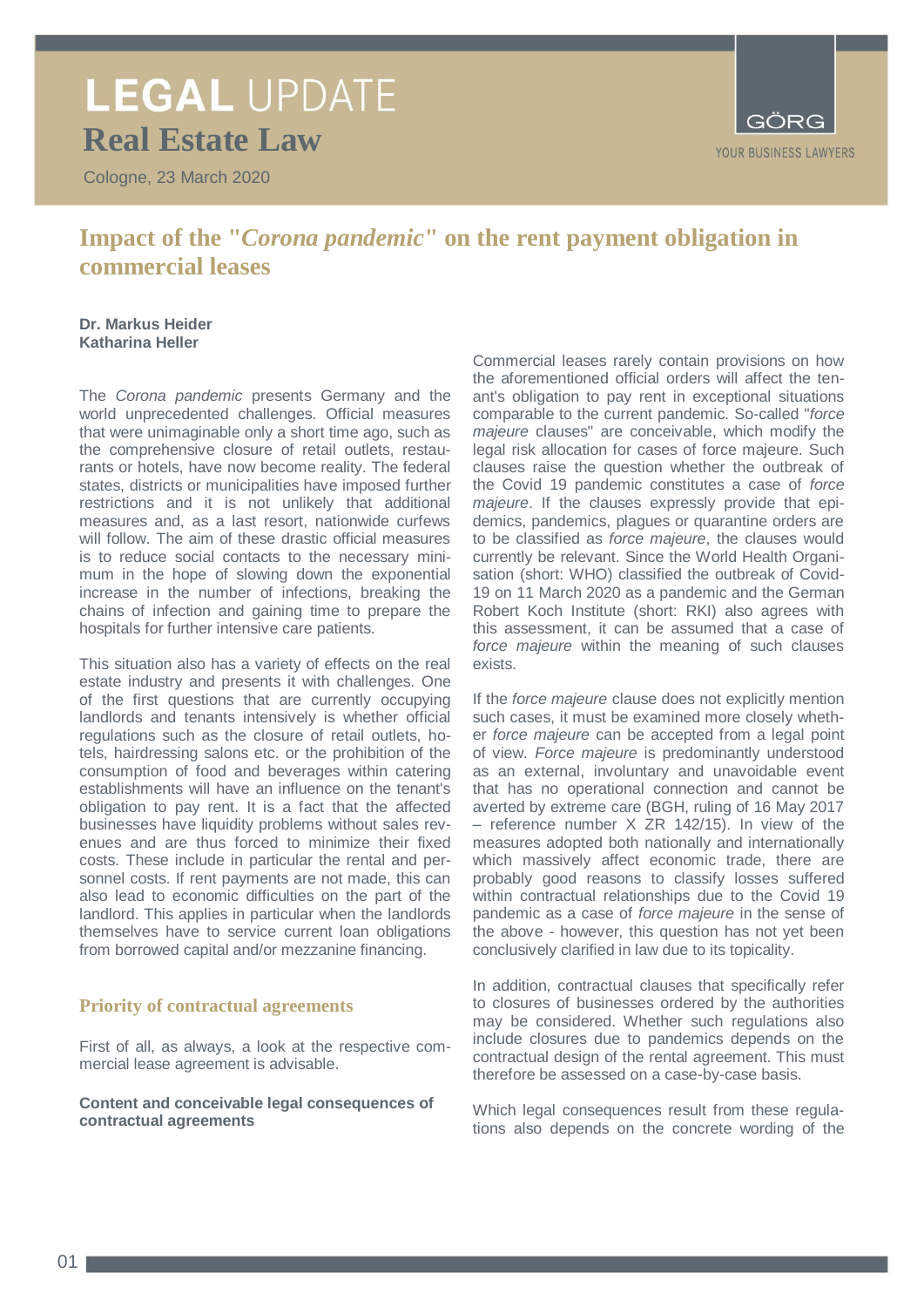# LEGAL UPDATE
## Real Estate Law

Cologne, 23 March 2020

GÖRG
YOUR BUSINESS LAWYERS

# Impact of the "*Corona pandemic*" on the rent payment obligation in commercial leases

**Dr. Markus Heider**
**Katharina Heller**

The *Corona pandemic* presents Germany and the world unprecedented challenges. Official measures that were unimaginable only a short time ago, such as the comprehensive closure of retail outlets, restaurants or hotels, have now become reality. The federal states, districts or municipalities have imposed further restrictions and it is not unlikely that additional measures and, as a last resort, nationwide curfews will follow. The aim of these drastic official measures is to reduce social contacts to the necessary minimum in the hope of slowing down the exponential increase in the number of infections, breaking the chains of infection and gaining time to prepare the hospitals for further intensive care patients.

This situation also has a variety of effects on the real estate industry and presents it with challenges. One of the first questions that are currently occupying landlords and tenants intensively is whether official regulations such as the closure of retail outlets, hotels, hairdressing salons etc. or the prohibition of the consumption of food and beverages within catering establishments will have an influence on the tenant's obligation to pay rent. It is a fact that the affected businesses have liquidity problems without sales revenues and are thus forced to minimize their fixed costs. These include in particular the rental and personnel costs. If rent payments are not made, this can also lead to economic difficulties on the part of the landlord. This applies in particular when the landlords themselves have to service current loan obligations from borrowed capital and/or mezzanine financing.

## Priority of contractual agreements

First of all, as always, a look at the respective commercial lease agreement is advisable.

**Content and conceivable legal consequences of contractual agreements**

Commercial leases rarely contain provisions on how the aforementioned official orders will affect the tenant's obligation to pay rent in exceptional situations comparable to the current pandemic. So-called "*force majeure* clauses" are conceivable, which modify the legal risk allocation for cases of force majeure. Such clauses raise the question whether the outbreak of the Covid 19 pandemic constitutes a case of *force majeure*. If the clauses expressly provide that epidemics, pandemics, plagues or quarantine orders are to be classified as *force majeure*, the clauses would currently be relevant. Since the World Health Organisation (short: WHO) classified the outbreak of Covid-19 on 11 March 2020 as a pandemic and the German Robert Koch Institute (short: RKI) also agrees with this assessment, it can be assumed that a case of *force majeure* within the meaning of such clauses exists.

If the *force majeure* clause does not explicitly mention such cases, it must be examined more closely whether *force majeure* can be accepted from a legal point of view. *Force majeure* is predominantly understood as an external, involuntary and unavoidable event that has no operational connection and cannot be averted by extreme care (BGH, ruling of 16 May 2017 – reference number X ZR 142/15). In view of the measures adopted both nationally and internationally which massively affect economic trade, there are probably good reasons to classify losses suffered within contractual relationships due to the Covid 19 pandemic as a case of *force majeure* in the sense of the above - however, this question has not yet been conclusively clarified in law due to its topicality.

In addition, contractual clauses that specifically refer to closures of businesses ordered by the authorities may be considered. Whether such regulations also include closures due to pandemics depends on the contractual design of the rental agreement. This must therefore be assessed on a case-by-case basis.

Which legal consequences result from these regulations also depends on the concrete wording of the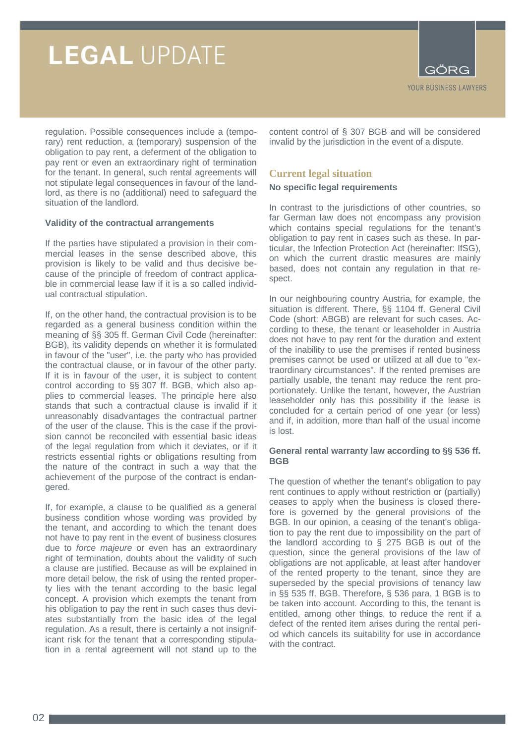regulation. Possible consequences include a (temporary) rent reduction, a (temporary) suspension of the obligation to pay rent, a deferment of the obligation to pay rent or even an extraordinary right of termination for the tenant. In general, such rental agreements will not stipulate legal consequences in favour of the landlord, as there is no (additional) need to safeguard the situation of the landlord.

**Validity of the contractual arrangements**

If the parties have stipulated a provision in their commercial leases in the sense described above, this provision is likely to be valid and thus decisive because of the principle of freedom of contract applicable in commercial lease law if it is a so called individual contractual stipulation.

If, on the other hand, the contractual provision is to be regarded as a general business condition within the meaning of §§ 305 ff. German Civil Code (hereinafter: BGB), its validity depends on whether it is formulated in favour of the "user", i.e. the party who has provided the contractual clause, or in favour of the other party. If it is in favour of the user, it is subject to content control according to §§ 307 ff. BGB, which also applies to commercial leases. The principle here also stands that such a contractual clause is invalid if it unreasonably disadvantages the contractual partner of the user of the clause. This is the case if the provision cannot be reconciled with essential basic ideas of the legal regulation from which it deviates, or if it restricts essential rights or obligations resulting from the nature of the contract in such a way that the achievement of the purpose of the contract is endangered.

If, for example, a clause to be qualified as a general business condition whose wording was provided by the tenant, and according to which the tenant does not have to pay rent in the event of business closures due to *force majeure* or even has an extraordinary right of termination, doubts about the validity of such a clause are justified. Because as will be explained in more detail below, the risk of using the rented property lies with the tenant according to the basic legal concept. A provision which exempts the tenant from his obligation to pay the rent in such cases thus deviates substantially from the basic idea of the legal regulation. As a result, there is certainly a not insignificant risk for the tenant that a corresponding stipulation in a rental agreement will not stand up to the content control of § 307 BGB and will be considered invalid by the jurisdiction in the event of a dispute.

## Current legal situation

**No specific legal requirements**

In contrast to the jurisdictions of other countries, so far German law does not encompass any provision which contains special regulations for the tenant's obligation to pay rent in cases such as these. In particular, the Infection Protection Act (hereinafter: IfSG), on which the current drastic measures are mainly based, does not contain any regulation in that respect.

In our neighbouring country Austria, for example, the situation is different. There, §§ 1104 ff. General Civil Code (short: ABGB) are relevant for such cases. According to these, the tenant or leaseholder in Austria does not have to pay rent for the duration and extent of the inability to use the premises if rented business premises cannot be used or utilized at all due to "extraordinary circumstances". If the rented premises are partially usable, the tenant may reduce the rent proportionately. Unlike the tenant, however, the Austrian leaseholder only has this possibility if the lease is concluded for a certain period of one year (or less) and if, in addition, more than half of the usual income is lost.

**General rental warranty law according to §§ 536 ff. BGB**

The question of whether the tenant's obligation to pay rent continues to apply without restriction or (partially) ceases to apply when the business is closed therefore is governed by the general provisions of the BGB. In our opinion, a ceasing of the tenant's obligation to pay the rent due to impossibility on the part of the landlord according to § 275 BGB is out of the question, since the general provisions of the law of obligations are not applicable, at least after handover of the rented property to the tenant, since they are superseded by the special provisions of tenancy law in §§ 535 ff. BGB. Therefore, § 536 para. 1 BGB is to be taken into account. According to this, the tenant is entitled, among other things, to reduce the rent if a defect of the rented item arises during the rental period which cancels its suitability for use in accordance with the contract.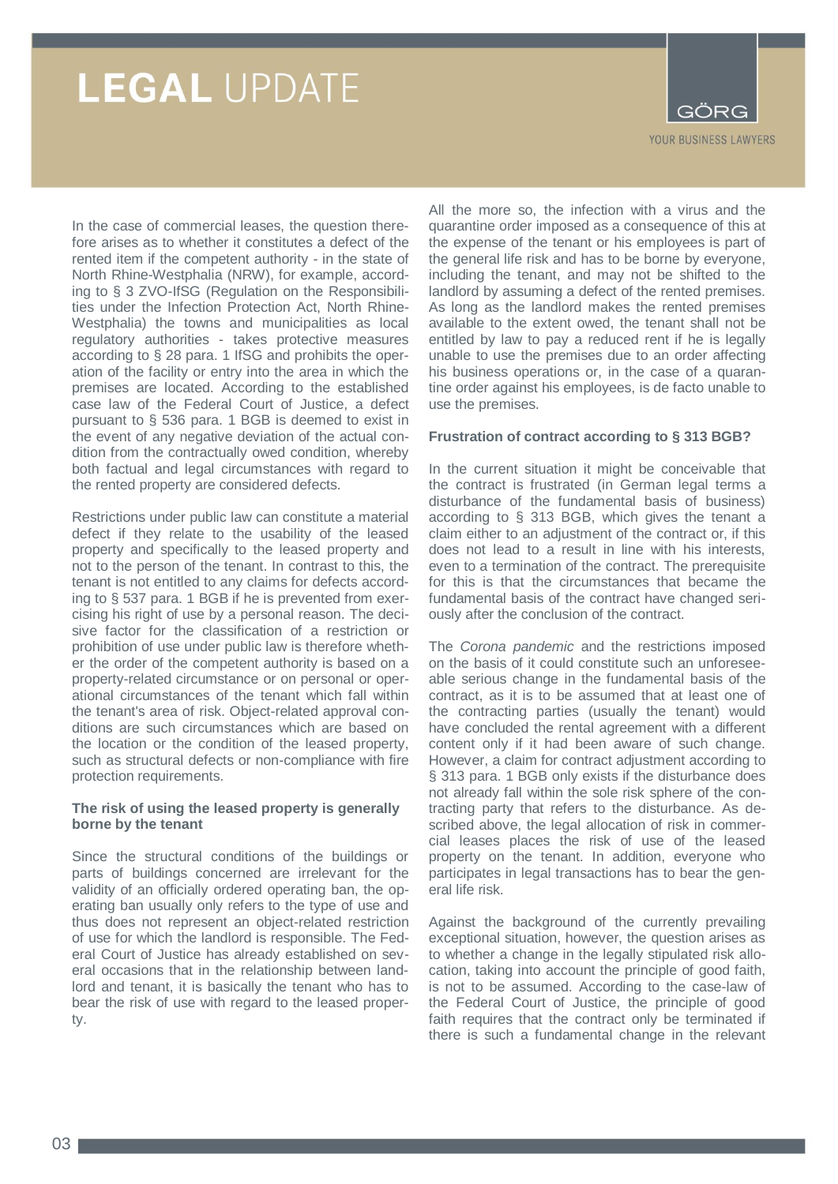In the case of commercial leases, the question therefore arises as to whether it constitutes a defect of the rented item if the competent authority - in the state of North Rhine-Westphalia (NRW), for example, according to § 3 ZVO-IfSG (Regulation on the Responsibilities under the Infection Protection Act, North Rhine-Westphalia) the towns and municipalities as local regulatory authorities - takes protective measures according to § 28 para. 1 IfSG and prohibits the operation of the facility or entry into the area in which the premises are located. According to the established case law of the Federal Court of Justice, a defect pursuant to § 536 para. 1 BGB is deemed to exist in the event of any negative deviation of the actual condition from the contractually owed condition, whereby both factual and legal circumstances with regard to the rented property are considered defects.

Restrictions under public law can constitute a material defect if they relate to the usability of the leased property and specifically to the leased property and not to the person of the tenant. In contrast to this, the tenant is not entitled to any claims for defects according to § 537 para. 1 BGB if he is prevented from exercising his right of use by a personal reason. The decisive factor for the classification of a restriction or prohibition of use under public law is therefore whether the order of the competent authority is based on a property-related circumstance or on personal or operational circumstances of the tenant which fall within the tenant's area of risk. Object-related approval conditions are such circumstances which are based on the location or the condition of the leased property, such as structural defects or non-compliance with fire protection requirements.

**The risk of using the leased property is generally borne by the tenant**

Since the structural conditions of the buildings or parts of buildings concerned are irrelevant for the validity of an officially ordered operating ban, the operating ban usually only refers to the type of use and thus does not represent an object-related restriction of use for which the landlord is responsible. The Federal Court of Justice has already established on several occasions that in the relationship between landlord and tenant, it is basically the tenant who has to bear the risk of use with regard to the leased property.

All the more so, the infection with a virus and the quarantine order imposed as a consequence of this at the expense of the tenant or his employees is part of the general life risk and has to be borne by everyone, including the tenant, and may not be shifted to the landlord by assuming a defect of the rented premises. As long as the landlord makes the rented premises available to the extent owed, the tenant shall not be entitled by law to pay a reduced rent if he is legally unable to use the premises due to an order affecting his business operations or, in the case of a quarantine order against his employees, is de facto unable to use the premises.

**Frustration of contract according to § 313 BGB?**

In the current situation it might be conceivable that the contract is frustrated (in German legal terms a disturbance of the fundamental basis of business) according to § 313 BGB, which gives the tenant a claim either to an adjustment of the contract or, if this does not lead to a result in line with his interests, even to a termination of the contract. The prerequisite for this is that the circumstances that became the fundamental basis of the contract have changed seriously after the conclusion of the contract.

The *Corona pandemic* and the restrictions imposed on the basis of it could constitute such an unforeseeable serious change in the fundamental basis of the contract, as it is to be assumed that at least one of the contracting parties (usually the tenant) would have concluded the rental agreement with a different content only if it had been aware of such change. However, a claim for contract adjustment according to § 313 para. 1 BGB only exists if the disturbance does not already fall within the sole risk sphere of the contracting party that refers to the disturbance. As described above, the legal allocation of risk in commercial leases places the risk of use of the leased property on the tenant. In addition, everyone who participates in legal transactions has to bear the general life risk.

Against the background of the currently prevailing exceptional situation, however, the question arises as to whether a change in the legally stipulated risk allocation, taking into account the principle of good faith, is not to be assumed. According to the case-law of the Federal Court of Justice, the principle of good faith requires that the contract only be terminated if there is such a fundamental change in the relevant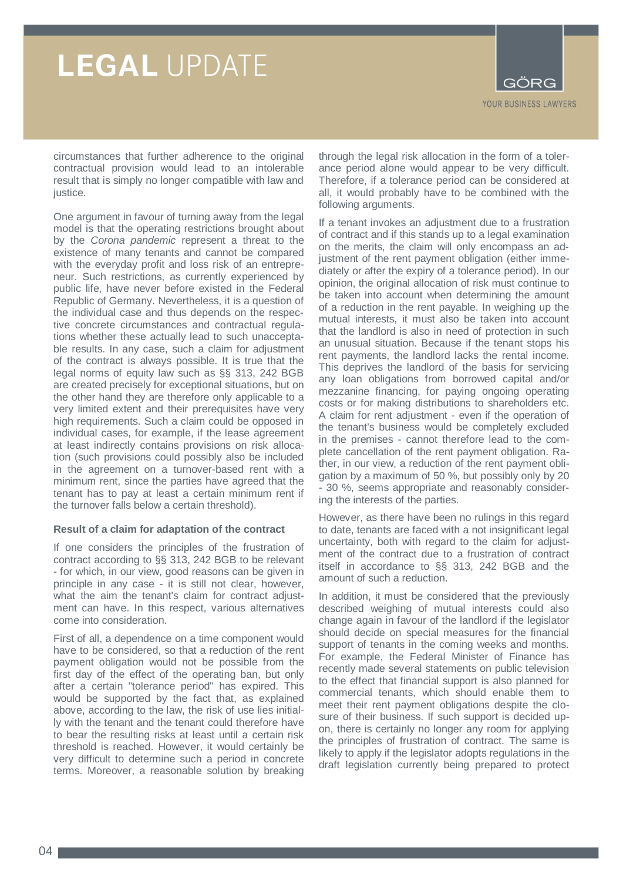circumstances that further adherence to the original contractual provision would lead to an intolerable result that is simply no longer compatible with law and justice.

One argument in favour of turning away from the legal model is that the operating restrictions brought about by the *Corona pandemic* represent a threat to the existence of many tenants and cannot be compared with the everyday profit and loss risk of an entrepreneur. Such restrictions, as currently experienced by public life, have never before existed in the Federal Republic of Germany. Nevertheless, it is a question of the individual case and thus depends on the respective concrete circumstances and contractual regulations whether these actually lead to such unacceptable results. In any case, such a claim for adjustment of the contract is always possible. It is true that the legal norms of equity law such as §§ 313, 242 BGB are created precisely for exceptional situations, but on the other hand they are therefore only applicable to a very limited extent and their prerequisites have very high requirements. Such a claim could be opposed in individual cases, for example, if the lease agreement at least indirectly contains provisions on risk allocation (such provisions could possibly also be included in the agreement on a turnover-based rent with a minimum rent, since the parties have agreed that the tenant has to pay at least a certain minimum rent if the turnover falls below a certain threshold).

**Result of a claim for adaptation of the contract**

If one considers the principles of the frustration of contract according to §§ 313, 242 BGB to be relevant - for which, in our view, good reasons can be given in principle in any case - it is still not clear, however, what the aim the tenant's claim for contract adjustment can have. In this respect, various alternatives come into consideration.

First of all, a dependence on a time component would have to be considered, so that a reduction of the rent payment obligation would not be possible from the first day of the effect of the operating ban, but only after a certain "tolerance period" has expired. This would be supported by the fact that, as explained above, according to the law, the risk of use lies initially with the tenant and the tenant could therefore have to bear the resulting risks at least until a certain risk threshold is reached. However, it would certainly be very difficult to determine such a period in concrete terms. Moreover, a reasonable solution by breaking through the legal risk allocation in the form of a tolerance period alone would appear to be very difficult. Therefore, if a tolerance period can be considered at all, it would probably have to be combined with the following arguments.

If a tenant invokes an adjustment due to a frustration of contract and if this stands up to a legal examination on the merits, the claim will only encompass an adjustment of the rent payment obligation (either immediately or after the expiry of a tolerance period). In our opinion, the original allocation of risk must continue to be taken into account when determining the amount of a reduction in the rent payable. In weighing up the mutual interests, it must also be taken into account that the landlord is also in need of protection in such an unusual situation. Because if the tenant stops his rent payments, the landlord lacks the rental income. This deprives the landlord of the basis for servicing any loan obligations from borrowed capital and/or mezzanine financing, for paying ongoing operating costs or for making distributions to shareholders etc. A claim for rent adjustment - even if the operation of the tenant's business would be completely excluded in the premises - cannot therefore lead to the complete cancellation of the rent payment obligation. Rather, in our view, a reduction of the rent payment obligation by a maximum of 50 %, but possibly only by 20 - 30 %, seems appropriate and reasonably considering the interests of the parties.

However, as there have been no rulings in this regard to date, tenants are faced with a not insignificant legal uncertainty, both with regard to the claim for adjustment of the contract due to a frustration of contract itself in accordance to §§ 313, 242 BGB and the amount of such a reduction.

In addition, it must be considered that the previously described weighing of mutual interests could also change again in favour of the landlord if the legislator should decide on special measures for the financial support of tenants in the coming weeks and months. For example, the Federal Minister of Finance has recently made several statements on public television to the effect that financial support is also planned for commercial tenants, which should enable them to meet their rent payment obligations despite the closure of their business. If such support is decided upon, there is certainly no longer any room for applying the principles of frustration of contract. The same is likely to apply if the legislator adopts regulations in the draft legislation currently being prepared to protect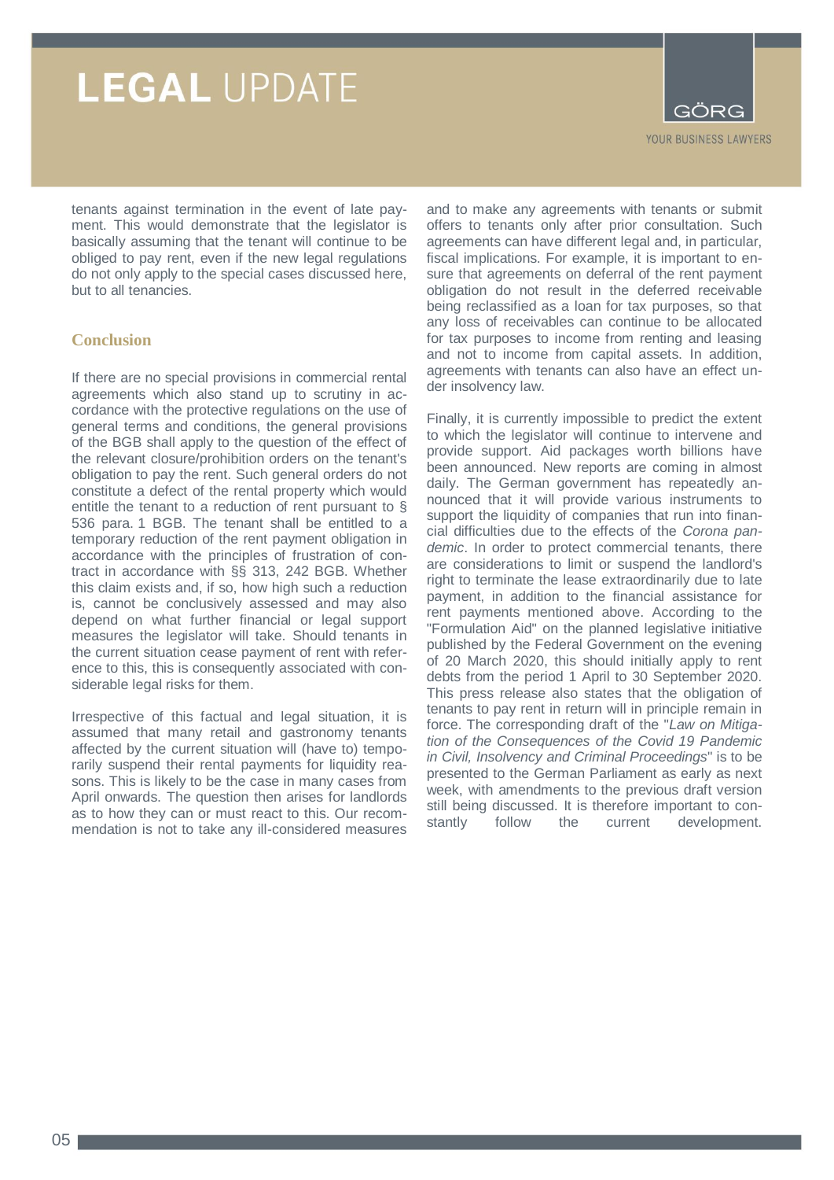tenants against termination in the event of late payment. This would demonstrate that the legislator is basically assuming that the tenant will continue to be obliged to pay rent, even if the new legal regulations do not only apply to the special cases discussed here, but to all tenancies.

## Conclusion

If there are no special provisions in commercial rental agreements which also stand up to scrutiny in accordance with the protective regulations on the use of general terms and conditions, the general provisions of the BGB shall apply to the question of the effect of the relevant closure/prohibition orders on the tenant's obligation to pay the rent. Such general orders do not constitute a defect of the rental property which would entitle the tenant to a reduction of rent pursuant to § 536 para. 1 BGB. The tenant shall be entitled to a temporary reduction of the rent payment obligation in accordance with the principles of frustration of contract in accordance with §§ 313, 242 BGB. Whether this claim exists and, if so, how high such a reduction is, cannot be conclusively assessed and may also depend on what further financial or legal support measures the legislator will take. Should tenants in the current situation cease payment of rent with reference to this, this is consequently associated with considerable legal risks for them.

Irrespective of this factual and legal situation, it is assumed that many retail and gastronomy tenants affected by the current situation will (have to) temporarily suspend their rental payments for liquidity reasons. This is likely to be the case in many cases from April onwards. The question then arises for landlords as to how they can or must react to this. Our recommendation is not to take any ill-considered measures and to make any agreements with tenants or submit offers to tenants only after prior consultation. Such agreements can have different legal and, in particular, fiscal implications. For example, it is important to ensure that agreements on deferral of the rent payment obligation do not result in the deferred receivable being reclassified as a loan for tax purposes, so that any loss of receivables can continue to be allocated for tax purposes to income from renting and leasing and not to income from capital assets. In addition, agreements with tenants can also have an effect under insolvency law.

Finally, it is currently impossible to predict the extent to which the legislator will continue to intervene and provide support. Aid packages worth billions have been announced. New reports are coming in almost daily. The German government has repeatedly announced that it will provide various instruments to support the liquidity of companies that run into financial difficulties due to the effects of the *Corona pandemic*. In order to protect commercial tenants, there are considerations to limit or suspend the landlord's right to terminate the lease extraordinarily due to late payment, in addition to the financial assistance for rent payments mentioned above. According to the "Formulation Aid" on the planned legislative initiative published by the Federal Government on the evening of 20 March 2020, this should initially apply to rent debts from the period 1 April to 30 September 2020. This press release also states that the obligation of tenants to pay rent in return will in principle remain in force. The corresponding draft of the "*Law on Mitigation of the Consequences of the Covid 19 Pandemic in Civil, Insolvency and Criminal Proceedings*" is to be presented to the German Parliament as early as next week, with amendments to the previous draft version still being discussed. It is therefore important to constantly follow the current development.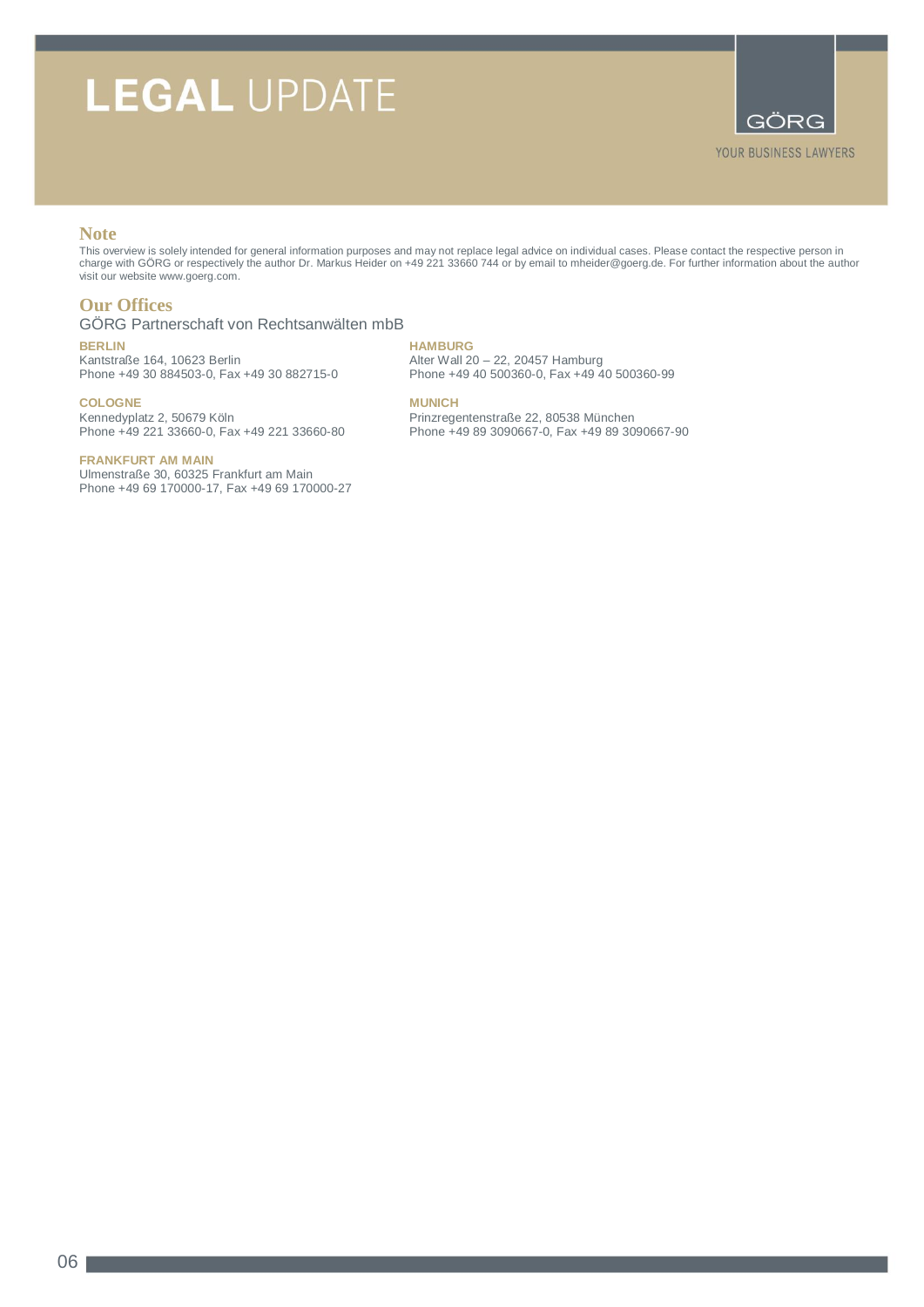# LEGAL UPDATE

GÖRG

YOUR BUSINESS LAWYERS

## Note

This overview is solely intended for general information purposes and may not replace legal advice on individual cases. Please contact the respective person in charge with GÖRG or respectively the author Dr. Markus Heider on +49 221 33660 744 or by email to mheider@goerg.de. For further information about the author visit our website www.goerg.com.

## Our Offices

GÖRG Partnerschaft von Rechtsanwälten mbB

**BERLIN**
Kantstraße 164, 10623 Berlin
Phone +49 30 884503-0, Fax +49 30 882715-0

**COLOGNE**
Kennedyplatz 2, 50679 Köln
Phone +49 221 33660-0, Fax +49 221 33660-80

**FRANKFURT AM MAIN**
Ulmenstraße 30, 60325 Frankfurt am Main
Phone +49 69 170000-17, Fax +49 69 170000-27

**HAMBURG**
Alter Wall 20 – 22, 20457 Hamburg
Phone +49 40 500360-0, Fax +49 40 500360-99

**MUNICH**
Prinzregentenstraße 22, 80538 München
Phone +49 89 3090667-0, Fax +49 89 3090667-90